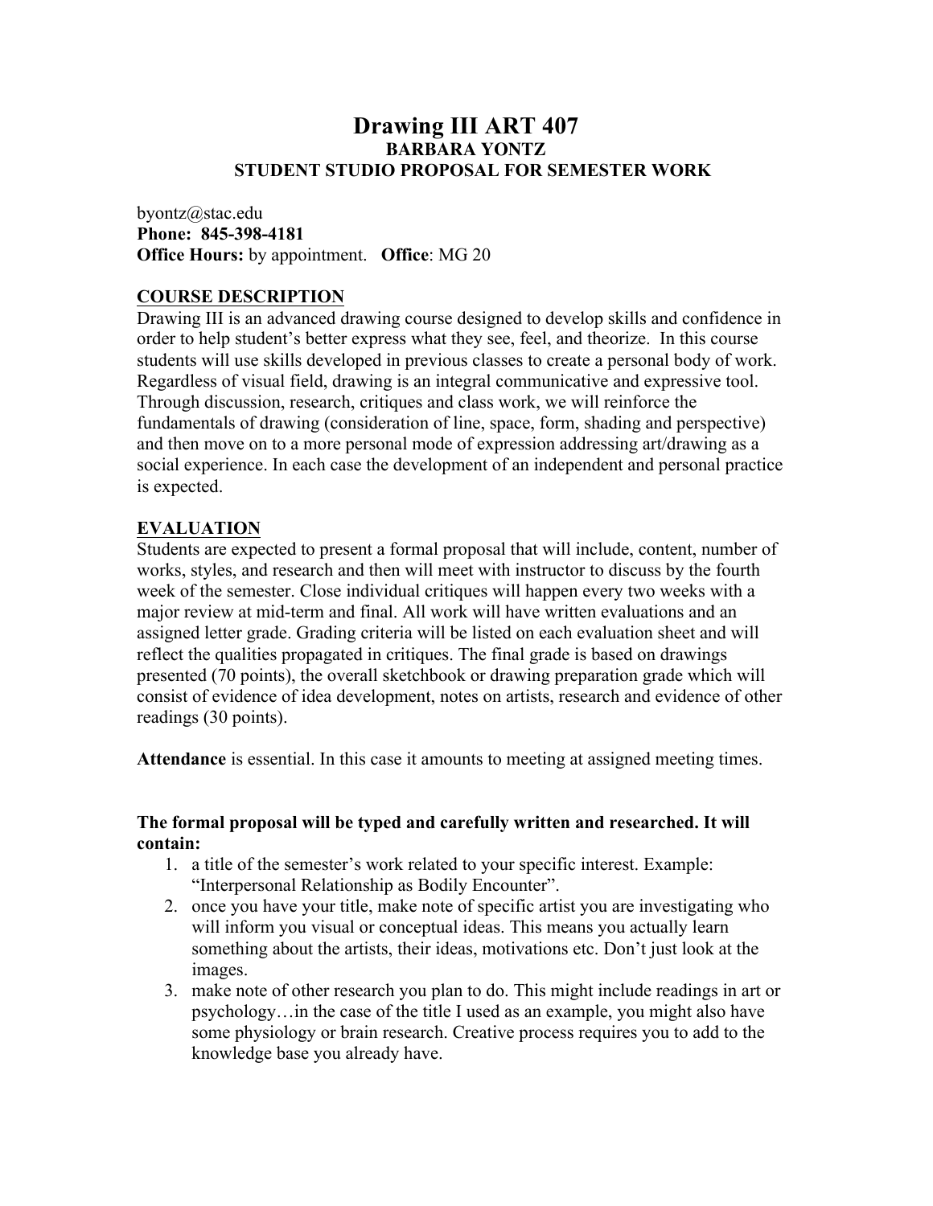# Drawing III ART 407

## BARBARA YONTZ

## STUDENT STUDIO PROPOSAL FOR SEMESTER WORK

byontz@stac.edu
**Phone: 845-398-4181**
**Office Hours:** by appointment. **Office**: MG 20

### COURSE DESCRIPTION

Drawing III is an advanced drawing course designed to develop skills and confidence in order to help student's better express what they see, feel, and theorize. In this course students will use skills developed in previous classes to create a personal body of work. Regardless of visual field, drawing is an integral communicative and expressive tool. Through discussion, research, critiques and class work, we will reinforce the fundamentals of drawing (consideration of line, space, form, shading and perspective) and then move on to a more personal mode of expression addressing art/drawing as a social experience. In each case the development of an independent and personal practice is expected.

### EVALUATION

Students are expected to present a formal proposal that will include, content, number of works, styles, and research and then will meet with instructor to discuss by the fourth week of the semester. Close individual critiques will happen every two weeks with a major review at mid-term and final. All work will have written evaluations and an assigned letter grade. Grading criteria will be listed on each evaluation sheet and will reflect the qualities propagated in critiques. The final grade is based on drawings presented (70 points), the overall sketchbook or drawing preparation grade which will consist of evidence of idea development, notes on artists, research and evidence of other readings (30 points).

**Attendance** is essential. In this case it amounts to meeting at assigned meeting times.

**The formal proposal will be typed and carefully written and researched. It will contain:**

1. a title of the semester's work related to your specific interest. Example: "Interpersonal Relationship as Bodily Encounter".
2. once you have your title, make note of specific artist you are investigating who will inform you visual or conceptual ideas. This means you actually learn something about the artists, their ideas, motivations etc. Don't just look at the images.
3. make note of other research you plan to do. This might include readings in art or psychology…in the case of the title I used as an example, you might also have some physiology or brain research. Creative process requires you to add to the knowledge base you already have.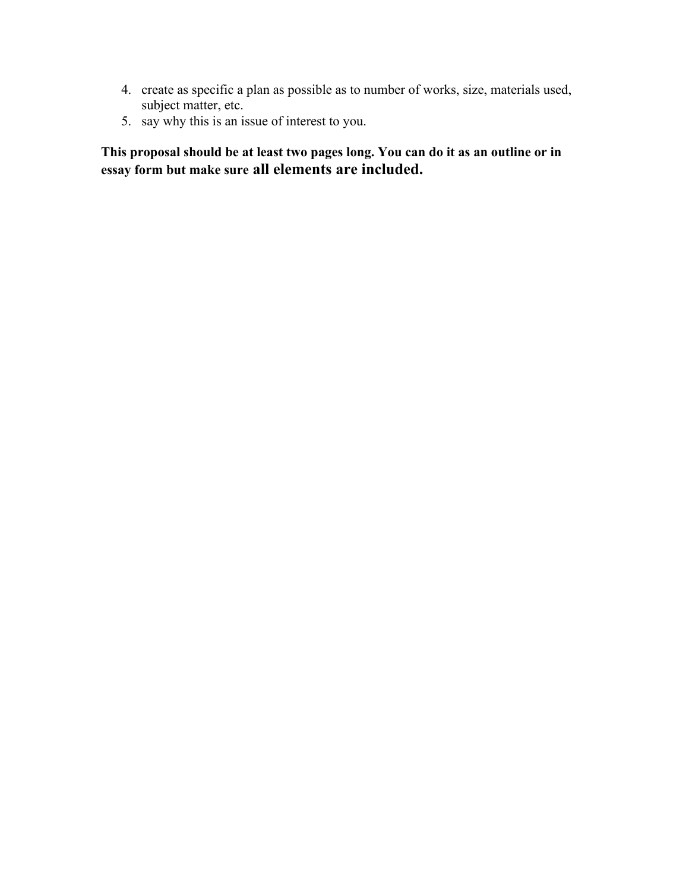4. create as specific a plan as possible as to number of works, size, materials used, subject matter, etc.
5. say why this is an issue of interest to you.

**This proposal should be at least two pages long. You can do it as an outline or in essay form but make sure all elements are included.**